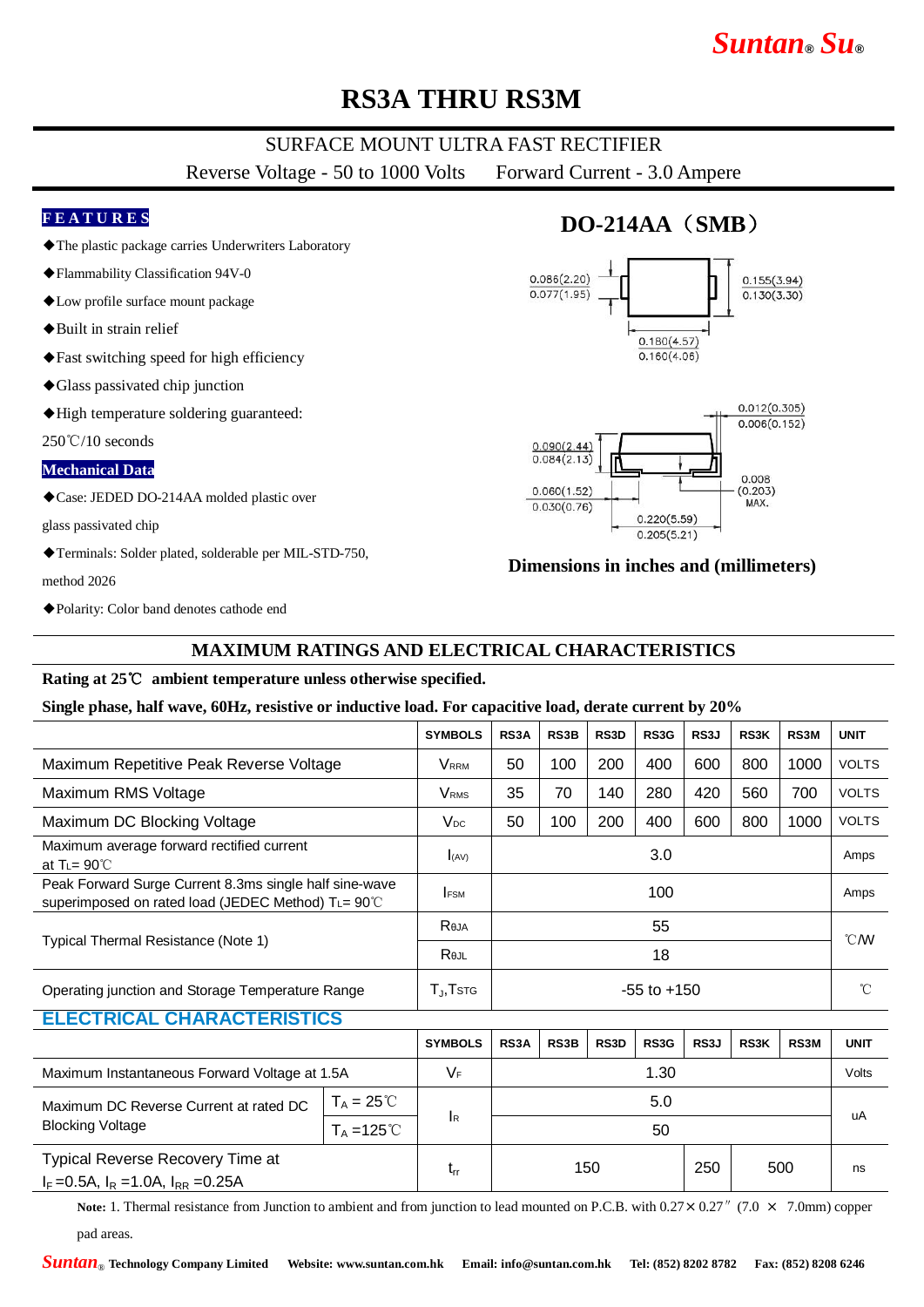# RS3A THRU RS3M

## SURFACE MOUNT ULTRA FAST RECTIFIER

Reverse Voltage - 50 to 1000 Volts   Forward Current - 3.0 Ampere

### FEATURES

- ◆The plastic package carries Underwriters Laboratory
- ◆Flammability Classification 94V-0
- ◆Low profile surface mount package
- ◆Built in strain relief
- ◆Fast switching speed for high efficiency
- ◆Glass passivated chip junction
- ◆High temperature soldering guaranteed: 250℃/10 seconds

### Mechanical Data

- ◆Case: JEDED DO-214AA molded plastic over glass passivated chip
- ◆Terminals: Solder plated, solderable per MIL-STD-750, method 2026
- ◆Polarity: Color band denotes cathode end

### DO-214AA（SMB）

0.086(2.20) / 0.077(1.95)
0.155(3.94) / 0.130(3.30)
0.180(4.57) / 0.160(4.06)
0.012(0.305) / 0.006(0.152)
0.090(2.44) / 0.084(2.13)
0.060(1.52) / 0.030(0.76)
0.008 (0.203) MAX.
0.220(5.59) / 0.205(5.21)

**Dimensions in inches and (millimeters)**

## MAXIMUM RATINGS AND ELECTRICAL CHARACTERISTICS

**Rating at 25℃ ambient temperature unless otherwise specified.**

**Single phase, half wave, 60Hz, resistive or inductive load. For capacitive load, derate current by 20%**

| | SYMBOLS | RS3A | RS3B | RS3D | RS3G | RS3J | RS3K | RS3M | UNIT |
|---|---|---|---|---|---|---|---|---|---|
| Maximum Repetitive Peak Reverse Voltage | $V_{RRM}$ | 50 | 100 | 200 | 400 | 600 | 800 | 1000 | VOLTS |
| Maximum RMS Voltage | $V_{RMS}$ | 35 | 70 | 140 | 280 | 420 | 560 | 700 | VOLTS |
| Maximum DC Blocking Voltage | $V_{DC}$ | 50 | 100 | 200 | 400 | 600 | 800 | 1000 | VOLTS |
| Maximum average forward rectified current at $T_L$= 90℃ | $I_{(AV)}$ | 3.0 | | | | | | | Amps |
| Peak Forward Surge Current 8.3ms single half sine-wave superimposed on rated load (JEDEC Method) $T_L$= 90℃ | $I_{FSM}$ | 100 | | | | | | | Amps |
| Typical Thermal Resistance (Note 1) | $R_{\theta JA}$ | 55 | | | | | | | ℃/W |
| | $R_{\theta JL}$ | 18 | | | | | | | |
| Operating junction and Storage Temperature Range | $T_J$,$T_{STG}$ | -55 to +150 | | | | | | | ℃ |

### ELECTRICAL CHARACTERISTICS

| | | SYMBOLS | RS3A | RS3B | RS3D | RS3G | RS3J | RS3K | RS3M | UNIT |
|---|---|---|---|---|---|---|---|---|---|---|
| Maximum Instantaneous Forward Voltage at 1.5A | | $V_F$ | 1.30 | | | | | | | Volts |
| Maximum DC Reverse Current at rated DC Blocking Voltage | $T_A$ = 25℃ | $I_R$ | 5.0 | | | | | | | uA |
| | $T_A$ =125℃ | | 50 | | | | | | | |
| Typical Reverse Recovery Time at $I_F$=0.5A, $I_R$ =1.0A, $I_{RR}$ =0.25A | | $t_{rr}$ | 150 | | | | 250 | 500 | | ns |

**Note:** 1. Thermal resistance from Junction to ambient and from junction to lead mounted on P.C.B. with 0.27× 0.27″ (7.0 × 7.0mm) copper pad areas.

*Suntan*® Technology Company Limited  Website: www.suntan.com.hk  Email: info@suntan.com.hk  Tel: (852) 8202 8782  Fax: (852) 8208 6246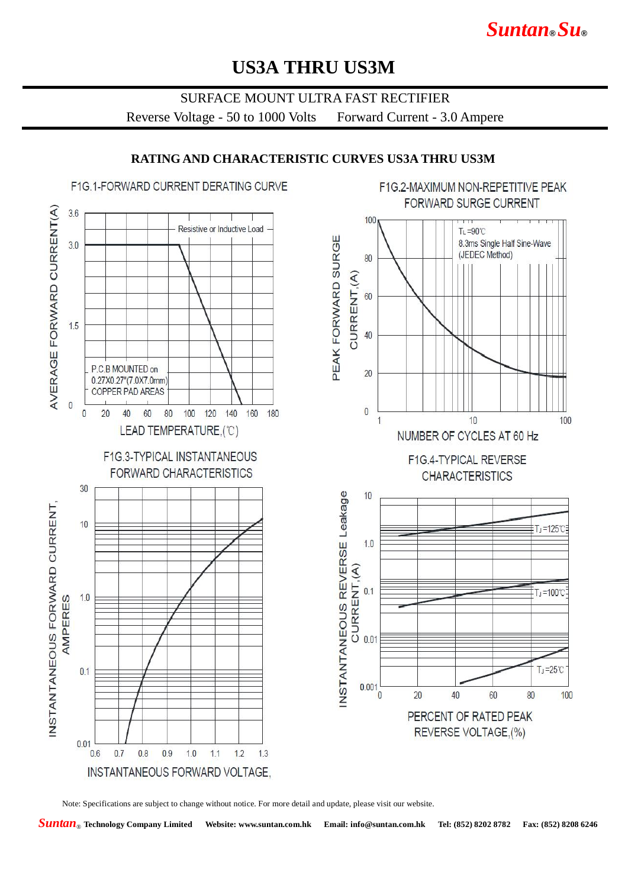Suntan® Su®

# US3A THRU US3M

SURFACE MOUNT ULTRA FAST RECTIFIER

Reverse Voltage - 50 to 1000 Volts    Forward Current - 3.0 Ampere

## RATING AND CHARACTERISTIC CURVES US3A THRU US3M

F1G.1-FORWARD CURRENT DERATING CURVE

AVERAGE FORWARD CURRENT(A)

3.6
3.0
1.5
0

Resistive or Inductive Load

P.C.B MOUNTED on
0.27X0.27"(7.0X7.0mm)
COPPER PAD AREAS

0 20 40 60 80 100 120 140 160 180

LEAD TEMPERATURE,(℃)

F1G.2-MAXIMUM NON-REPETITIVE PEAK FORWARD SURGE CURRENT

PEAK FORWARD SURGE CURRENT,(A)

100
80
60
40
20
0

TL=90℃
8.3ms Single Half Sine-Wave
(JEDEC Method)

1 10 100

NUMBER OF CYCLES AT 60 Hz

F1G.3-TYPICAL INSTANTANEOUS FORWARD CHARACTERISTICS

INSTANTANEOUS FORWARD CURRENT, AMPERES

30
10
1.0
0.1
0.01

0.6 0.7 0.8 0.9 1.0 1.1 1.2 1.3

INSTANTANEOUS FORWARD VOLTAGE,

F1G.4-TYPICAL REVERSE CHARACTERISTICS

INSTANTANEOUS REVERSE Leakage CURRENT,(A)

10
1.0
0.1
0.01
0.001

TJ=125℃
TJ=100℃
TJ=25℃

0 20 40 60 80 100

PERCENT OF RATED PEAK REVERSE VOLTAGE,(%)

Note: Specifications are subject to change without notice. For more detail and update, please visit our website.

Suntan® Technology Company Limited    Website: www.suntan.com.hk    Email: info@suntan.com.hk    Tel: (852) 8202 8782    Fax: (852) 8208 6246